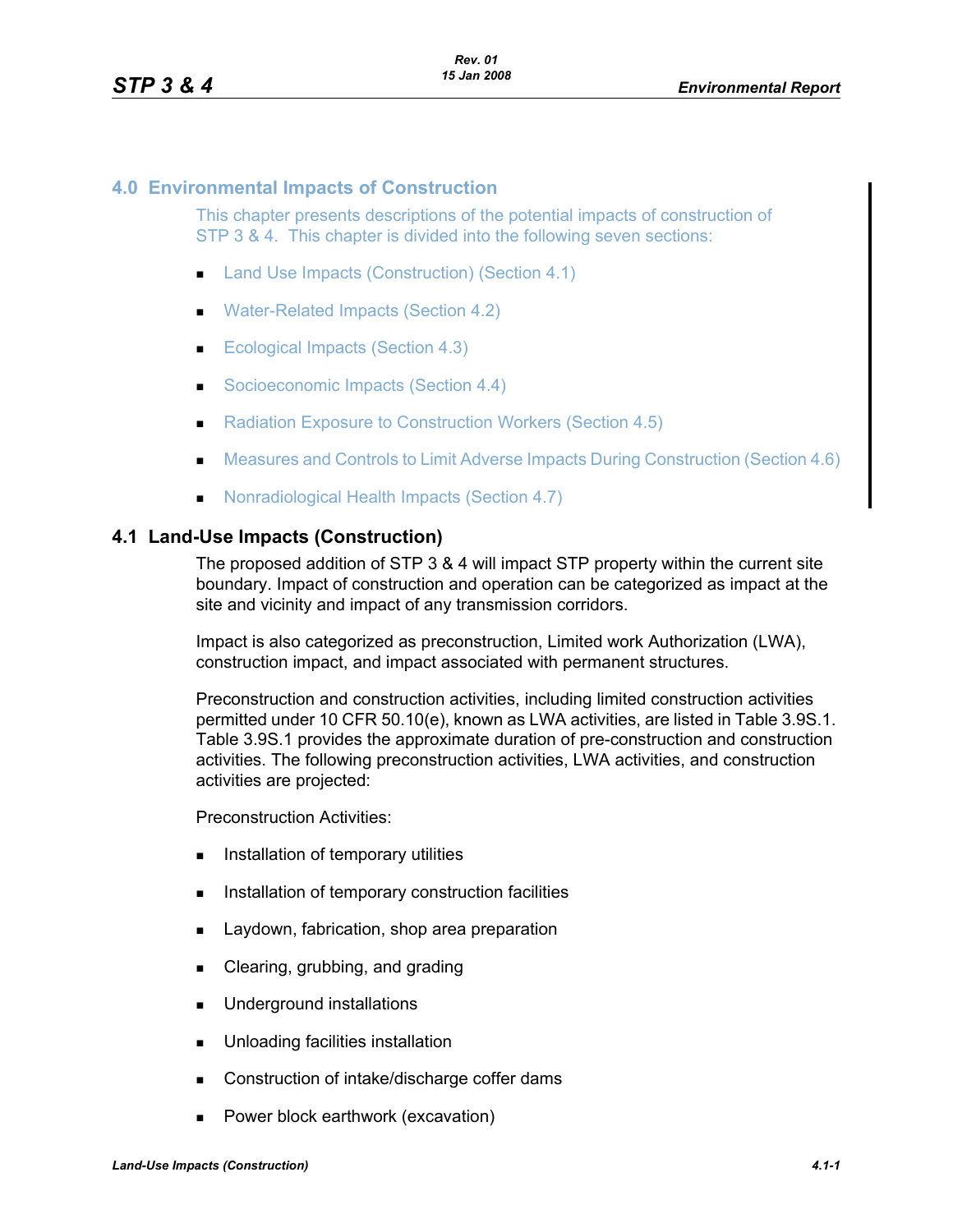# 4.0 Environmental Impacts of Construction

This chapter presents descriptions of the potential impacts of construction of STP 3 & 4. This chapter is divided into the following seven sections:

- Land Use Impacts (Construction) (Section 4.1)
- Water-Related Impacts (Section 4.2)
- Ecological Impacts (Section 4.3)
- Socioeconomic Impacts (Section 4.4)
- Radiation Exposure to Construction Workers (Section 4.5)
- Measures and Controls to Limit Adverse Impacts During Construction (Section 4.6)
- Nonradiological Health Impacts (Section 4.7)

## 4.1 Land-Use Impacts (Construction)

The proposed addition of STP 3 & 4 will impact STP property within the current site boundary. Impact of construction and operation can be categorized as impact at the site and vicinity and impact of any transmission corridors.

Impact is also categorized as preconstruction, Limited work Authorization (LWA), construction impact, and impact associated with permanent structures.

Preconstruction and construction activities, including limited construction activities permitted under 10 CFR 50.10(e), known as LWA activities, are listed in Table 3.9S.1. Table 3.9S.1 provides the approximate duration of pre-construction and construction activities. The following preconstruction activities, LWA activities, and construction activities are projected:

Preconstruction Activities:

- Installation of temporary utilities
- Installation of temporary construction facilities
- Laydown, fabrication, shop area preparation
- Clearing, grubbing, and grading
- Underground installations
- Unloading facilities installation
- Construction of intake/discharge coffer dams
- Power block earthwork (excavation)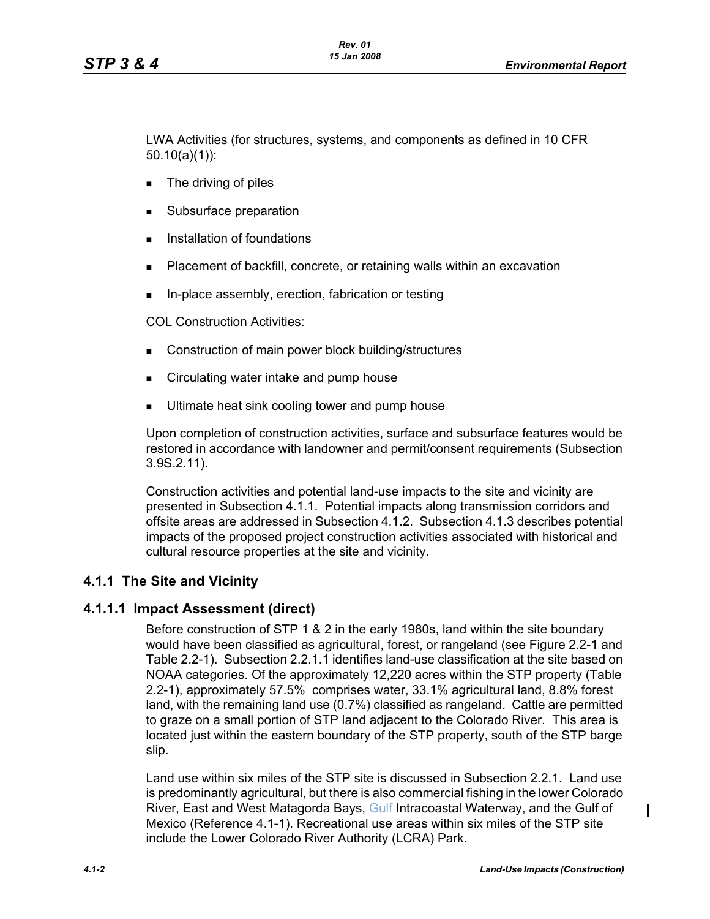LWA Activities (for structures, systems, and components as defined in 10 CFR 50.10(a)(1)):

- The driving of piles
- Subsurface preparation
- Installation of foundations
- Placement of backfill, concrete, or retaining walls within an excavation
- In-place assembly, erection, fabrication or testing

COL Construction Activities:

- Construction of main power block building/structures
- Circulating water intake and pump house
- Ultimate heat sink cooling tower and pump house

Upon completion of construction activities, surface and subsurface features would be restored in accordance with landowner and permit/consent requirements (Subsection 3.9S.2.11).

Construction activities and potential land-use impacts to the site and vicinity are presented in Subsection 4.1.1. Potential impacts along transmission corridors and offsite areas are addressed in Subsection 4.1.2. Subsection 4.1.3 describes potential impacts of the proposed project construction activities associated with historical and cultural resource properties at the site and vicinity.

## 4.1.1 The Site and Vicinity

### 4.1.1.1 Impact Assessment (direct)

Before construction of STP 1 & 2 in the early 1980s, land within the site boundary would have been classified as agricultural, forest, or rangeland (see Figure 2.2-1 and Table 2.2-1). Subsection 2.2.1.1 identifies land-use classification at the site based on NOAA categories. Of the approximately 12,220 acres within the STP property (Table 2.2-1), approximately 57.5% comprises water, 33.1% agricultural land, 8.8% forest land, with the remaining land use (0.7%) classified as rangeland. Cattle are permitted to graze on a small portion of STP land adjacent to the Colorado River. This area is located just within the eastern boundary of the STP property, south of the STP barge slip.

Land use within six miles of the STP site is discussed in Subsection 2.2.1. Land use is predominantly agricultural, but there is also commercial fishing in the lower Colorado River, East and West Matagorda Bays, Gulf Intracoastal Waterway, and the Gulf of Mexico (Reference 4.1-1). Recreational use areas within six miles of the STP site include the Lower Colorado River Authority (LCRA) Park.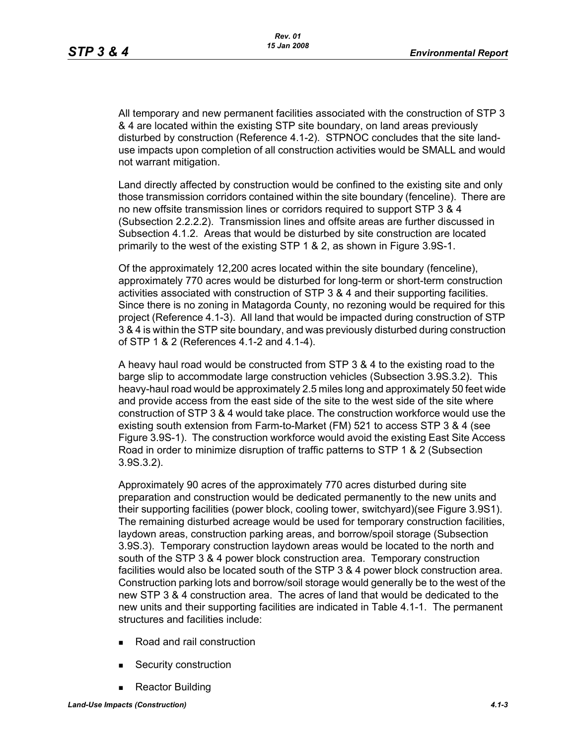All temporary and new permanent facilities associated with the construction of STP 3 & 4 are located within the existing STP site boundary, on land areas previously disturbed by construction (Reference 4.1-2). STPNOC concludes that the site land-use impacts upon completion of all construction activities would be SMALL and would not warrant mitigation.

Land directly affected by construction would be confined to the existing site and only those transmission corridors contained within the site boundary (fenceline). There are no new offsite transmission lines or corridors required to support STP 3 & 4 (Subsection 2.2.2.2). Transmission lines and offsite areas are further discussed in Subsection 4.1.2. Areas that would be disturbed by site construction are located primarily to the west of the existing STP 1 & 2, as shown in Figure 3.9S-1.

Of the approximately 12,200 acres located within the site boundary (fenceline), approximately 770 acres would be disturbed for long-term or short-term construction activities associated with construction of STP 3 & 4 and their supporting facilities. Since there is no zoning in Matagorda County, no rezoning would be required for this project (Reference 4.1-3). All land that would be impacted during construction of STP 3 & 4 is within the STP site boundary, and was previously disturbed during construction of STP 1 & 2 (References 4.1-2 and 4.1-4).

A heavy haul road would be constructed from STP 3 & 4 to the existing road to the barge slip to accommodate large construction vehicles (Subsection 3.9S.3.2). This heavy-haul road would be approximately 2.5 miles long and approximately 50 feet wide and provide access from the east side of the site to the west side of the site where construction of STP 3 & 4 would take place. The construction workforce would use the existing south extension from Farm-to-Market (FM) 521 to access STP 3 & 4 (see Figure 3.9S-1). The construction workforce would avoid the existing East Site Access Road in order to minimize disruption of traffic patterns to STP 1 & 2 (Subsection 3.9S.3.2).

Approximately 90 acres of the approximately 770 acres disturbed during site preparation and construction would be dedicated permanently to the new units and their supporting facilities (power block, cooling tower, switchyard)(see Figure 3.9S1). The remaining disturbed acreage would be used for temporary construction facilities, laydown areas, construction parking areas, and borrow/spoil storage (Subsection 3.9S.3). Temporary construction laydown areas would be located to the north and south of the STP 3 & 4 power block construction area. Temporary construction facilities would also be located south of the STP 3 & 4 power block construction area. Construction parking lots and borrow/soil storage would generally be to the west of the new STP 3 & 4 construction area. The acres of land that would be dedicated to the new units and their supporting facilities are indicated in Table 4.1-1. The permanent structures and facilities include:

- Road and rail construction
- Security construction
- Reactor Building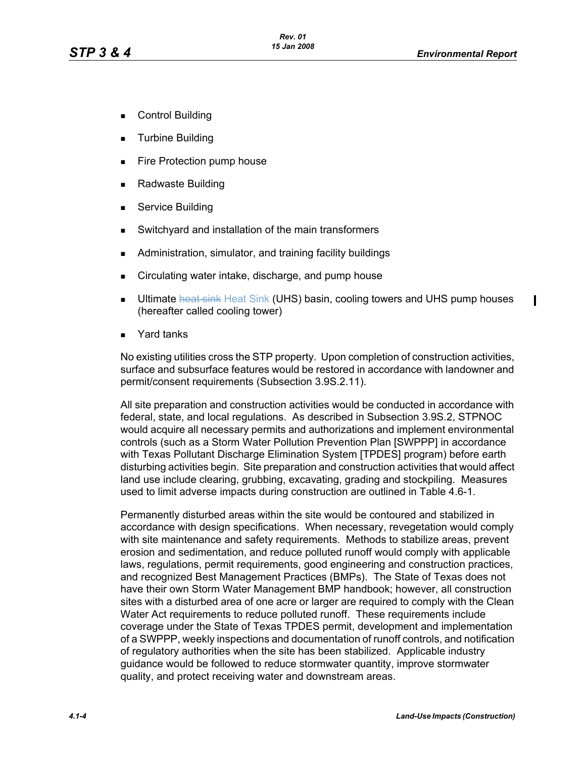- Control Building
- Turbine Building
- Fire Protection pump house
- Radwaste Building
- Service Building
- Switchyard and installation of the main transformers
- Administration, simulator, and training facility buildings
- Circulating water intake, discharge, and pump house
- Ultimate ~~heat sink~~ Heat Sink (UHS) basin, cooling towers and UHS pump houses (hereafter called cooling tower)
- Yard tanks

No existing utilities cross the STP property. Upon completion of construction activities, surface and subsurface features would be restored in accordance with landowner and permit/consent requirements (Subsection 3.9S.2.11).

All site preparation and construction activities would be conducted in accordance with federal, state, and local regulations. As described in Subsection 3.9S.2, STPNOC would acquire all necessary permits and authorizations and implement environmental controls (such as a Storm Water Pollution Prevention Plan [SWPPP] in accordance with Texas Pollutant Discharge Elimination System [TPDES] program) before earth disturbing activities begin. Site preparation and construction activities that would affect land use include clearing, grubbing, excavating, grading and stockpiling. Measures used to limit adverse impacts during construction are outlined in Table 4.6-1.

Permanently disturbed areas within the site would be contoured and stabilized in accordance with design specifications. When necessary, revegetation would comply with site maintenance and safety requirements. Methods to stabilize areas, prevent erosion and sedimentation, and reduce polluted runoff would comply with applicable laws, regulations, permit requirements, good engineering and construction practices, and recognized Best Management Practices (BMPs). The State of Texas does not have their own Storm Water Management BMP handbook; however, all construction sites with a disturbed area of one acre or larger are required to comply with the Clean Water Act requirements to reduce polluted runoff. These requirements include coverage under the State of Texas TPDES permit, development and implementation of a SWPPP, weekly inspections and documentation of runoff controls, and notification of regulatory authorities when the site has been stabilized. Applicable industry guidance would be followed to reduce stormwater quantity, improve stormwater quality, and protect receiving water and downstream areas.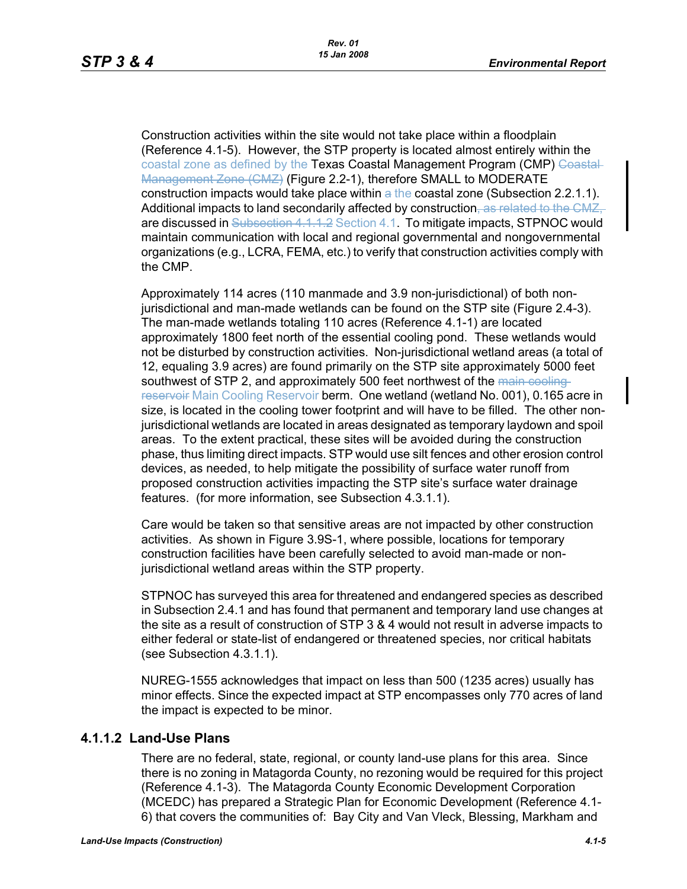Construction activities within the site would not take place within a floodplain (Reference 4.1-5). However, the STP property is located almost entirely within the coastal zone as defined by the Texas Coastal Management Program (CMP) ~~Coastal Management Zone (CMZ)~~ (Figure 2.2-1), therefore SMALL to MODERATE construction impacts would take place within ~~a~~ the coastal zone (Subsection 2.2.1.1). Additional impacts to land secondarily affected by construction~~, as related to the CMZ,~~ are discussed in ~~Subsection 4.1.1.2~~ Section 4.1. To mitigate impacts, STPNOC would maintain communication with local and regional governmental and nongovernmental organizations (e.g., LCRA, FEMA, etc.) to verify that construction activities comply with the CMP.

Approximately 114 acres (110 manmade and 3.9 non-jurisdictional) of both non-jurisdictional and man-made wetlands can be found on the STP site (Figure 2.4-3). The man-made wetlands totaling 110 acres (Reference 4.1-1) are located approximately 1800 feet north of the essential cooling pond. These wetlands would not be disturbed by construction activities. Non-jurisdictional wetland areas (a total of 12, equaling 3.9 acres) are found primarily on the STP site approximately 5000 feet southwest of STP 2, and approximately 500 feet northwest of the ~~main cooling reservoir~~ Main Cooling Reservoir berm. One wetland (wetland No. 001), 0.165 acre in size, is located in the cooling tower footprint and will have to be filled. The other non-jurisdictional wetlands are located in areas designated as temporary laydown and spoil areas. To the extent practical, these sites will be avoided during the construction phase, thus limiting direct impacts. STP would use silt fences and other erosion control devices, as needed, to help mitigate the possibility of surface water runoff from proposed construction activities impacting the STP site's surface water drainage features. (for more information, see Subsection 4.3.1.1).

Care would be taken so that sensitive areas are not impacted by other construction activities. As shown in Figure 3.9S-1, where possible, locations for temporary construction facilities have been carefully selected to avoid man-made or non-jurisdictional wetland areas within the STP property.

STPNOC has surveyed this area for threatened and endangered species as described in Subsection 2.4.1 and has found that permanent and temporary land use changes at the site as a result of construction of STP 3 & 4 would not result in adverse impacts to either federal or state-list of endangered or threatened species, nor critical habitats (see Subsection 4.3.1.1).

NUREG-1555 acknowledges that impact on less than 500 (1235 acres) usually has minor effects. Since the expected impact at STP encompasses only 770 acres of land the impact is expected to be minor.

### 4.1.1.2 Land-Use Plans

There are no federal, state, regional, or county land-use plans for this area. Since there is no zoning in Matagorda County, no rezoning would be required for this project (Reference 4.1-3). The Matagorda County Economic Development Corporation (MCEDC) has prepared a Strategic Plan for Economic Development (Reference 4.1-6) that covers the communities of: Bay City and Van Vleck, Blessing, Markham and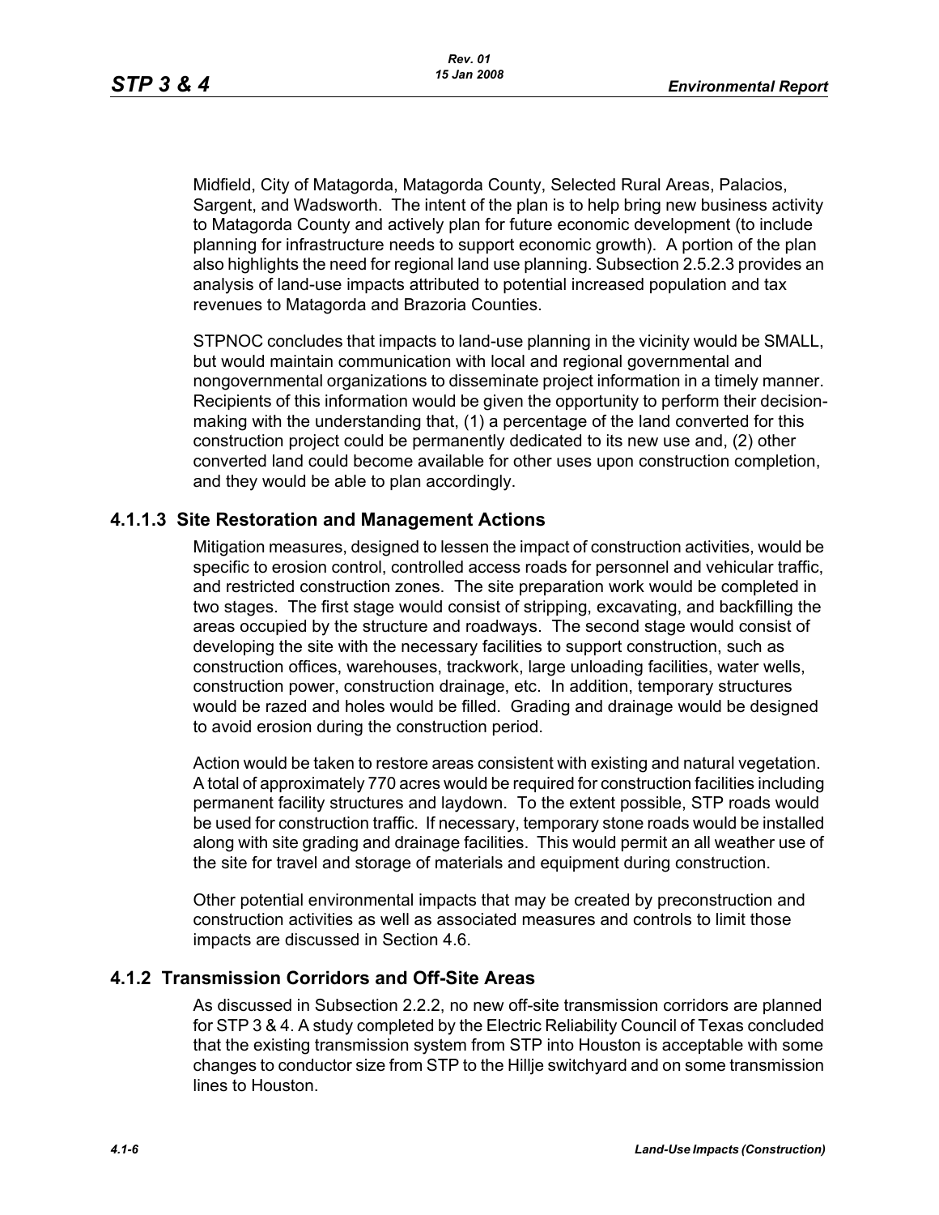Midfield, City of Matagorda, Matagorda County, Selected Rural Areas, Palacios, Sargent, and Wadsworth. The intent of the plan is to help bring new business activity to Matagorda County and actively plan for future economic development (to include planning for infrastructure needs to support economic growth). A portion of the plan also highlights the need for regional land use planning. Subsection 2.5.2.3 provides an analysis of land-use impacts attributed to potential increased population and tax revenues to Matagorda and Brazoria Counties.

STPNOC concludes that impacts to land-use planning in the vicinity would be SMALL, but would maintain communication with local and regional governmental and nongovernmental organizations to disseminate project information in a timely manner. Recipients of this information would be given the opportunity to perform their decision-making with the understanding that, (1) a percentage of the land converted for this construction project could be permanently dedicated to its new use and, (2) other converted land could become available for other uses upon construction completion, and they would be able to plan accordingly.

### 4.1.1.3 Site Restoration and Management Actions

Mitigation measures, designed to lessen the impact of construction activities, would be specific to erosion control, controlled access roads for personnel and vehicular traffic, and restricted construction zones. The site preparation work would be completed in two stages. The first stage would consist of stripping, excavating, and backfilling the areas occupied by the structure and roadways. The second stage would consist of developing the site with the necessary facilities to support construction, such as construction offices, warehouses, trackwork, large unloading facilities, water wells, construction power, construction drainage, etc. In addition, temporary structures would be razed and holes would be filled. Grading and drainage would be designed to avoid erosion during the construction period.

Action would be taken to restore areas consistent with existing and natural vegetation. A total of approximately 770 acres would be required for construction facilities including permanent facility structures and laydown. To the extent possible, STP roads would be used for construction traffic. If necessary, temporary stone roads would be installed along with site grading and drainage facilities. This would permit an all weather use of the site for travel and storage of materials and equipment during construction.

Other potential environmental impacts that may be created by preconstruction and construction activities as well as associated measures and controls to limit those impacts are discussed in Section 4.6.

## 4.1.2 Transmission Corridors and Off-Site Areas

As discussed in Subsection 2.2.2, no new off-site transmission corridors are planned for STP 3 & 4. A study completed by the Electric Reliability Council of Texas concluded that the existing transmission system from STP into Houston is acceptable with some changes to conductor size from STP to the Hillje switchyard and on some transmission lines to Houston.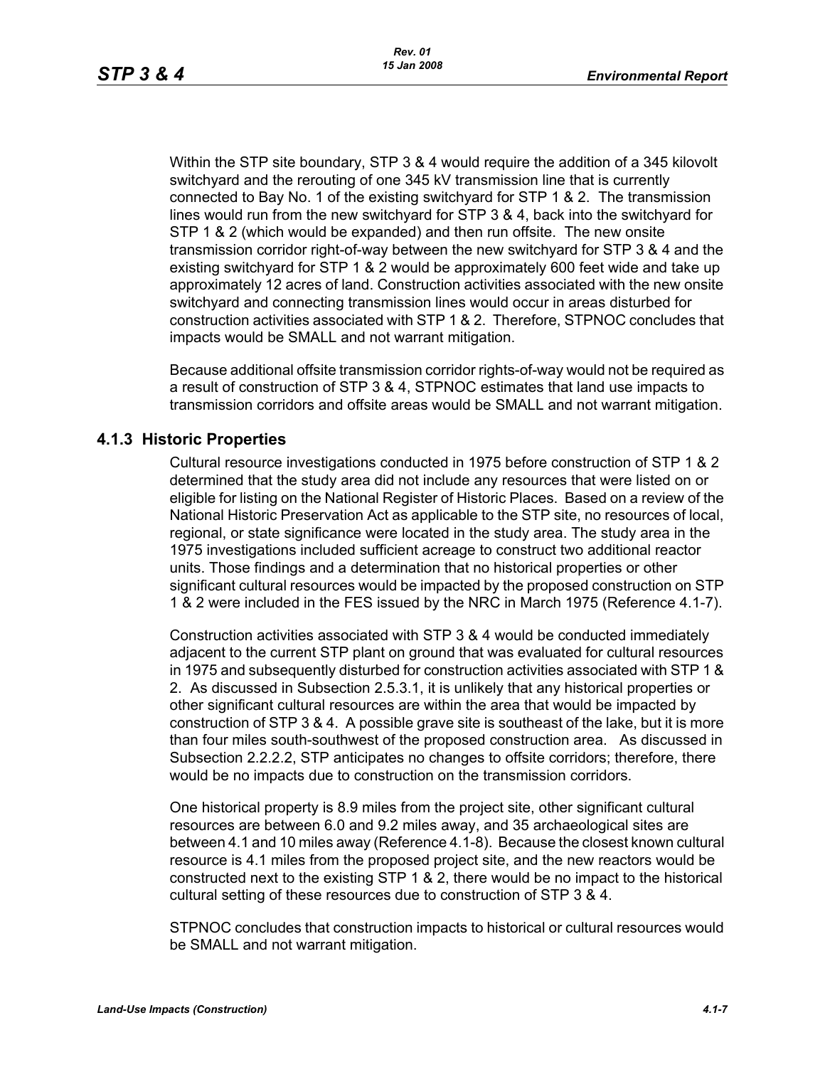Within the STP site boundary, STP 3 & 4 would require the addition of a 345 kilovolt switchyard and the rerouting of one 345 kV transmission line that is currently connected to Bay No. 1 of the existing switchyard for STP 1 & 2. The transmission lines would run from the new switchyard for STP 3 & 4, back into the switchyard for STP 1 & 2 (which would be expanded) and then run offsite. The new onsite transmission corridor right-of-way between the new switchyard for STP 3 & 4 and the existing switchyard for STP 1 & 2 would be approximately 600 feet wide and take up approximately 12 acres of land. Construction activities associated with the new onsite switchyard and connecting transmission lines would occur in areas disturbed for construction activities associated with STP 1 & 2. Therefore, STPNOC concludes that impacts would be SMALL and not warrant mitigation.

Because additional offsite transmission corridor rights-of-way would not be required as a result of construction of STP 3 & 4, STPNOC estimates that land use impacts to transmission corridors and offsite areas would be SMALL and not warrant mitigation.

### 4.1.3 Historic Properties

Cultural resource investigations conducted in 1975 before construction of STP 1 & 2 determined that the study area did not include any resources that were listed on or eligible for listing on the National Register of Historic Places. Based on a review of the National Historic Preservation Act as applicable to the STP site, no resources of local, regional, or state significance were located in the study area. The study area in the 1975 investigations included sufficient acreage to construct two additional reactor units. Those findings and a determination that no historical properties or other significant cultural resources would be impacted by the proposed construction on STP 1 & 2 were included in the FES issued by the NRC in March 1975 (Reference 4.1-7).

Construction activities associated with STP 3 & 4 would be conducted immediately adjacent to the current STP plant on ground that was evaluated for cultural resources in 1975 and subsequently disturbed for construction activities associated with STP 1 & 2. As discussed in Subsection 2.5.3.1, it is unlikely that any historical properties or other significant cultural resources are within the area that would be impacted by construction of STP 3 & 4. A possible grave site is southeast of the lake, but it is more than four miles south-southwest of the proposed construction area. As discussed in Subsection 2.2.2.2, STP anticipates no changes to offsite corridors; therefore, there would be no impacts due to construction on the transmission corridors.

One historical property is 8.9 miles from the project site, other significant cultural resources are between 6.0 and 9.2 miles away, and 35 archaeological sites are between 4.1 and 10 miles away (Reference 4.1-8). Because the closest known cultural resource is 4.1 miles from the proposed project site, and the new reactors would be constructed next to the existing STP 1 & 2, there would be no impact to the historical cultural setting of these resources due to construction of STP 3 & 4.

STPNOC concludes that construction impacts to historical or cultural resources would be SMALL and not warrant mitigation.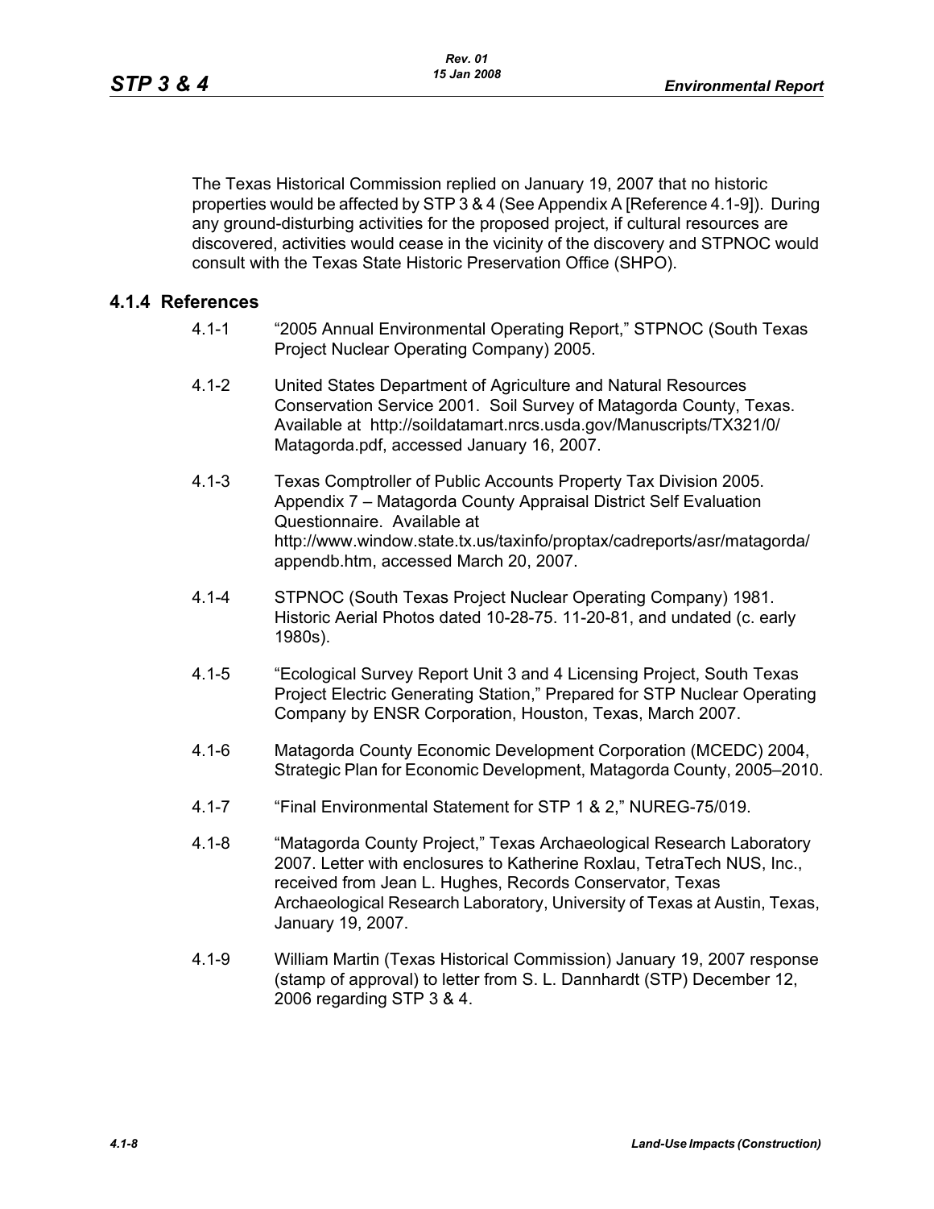The Texas Historical Commission replied on January 19, 2007 that no historic properties would be affected by STP 3 & 4 (See Appendix A [Reference 4.1-9]). During any ground-disturbing activities for the proposed project, if cultural resources are discovered, activities would cease in the vicinity of the discovery and STPNOC would consult with the Texas State Historic Preservation Office (SHPO).

### 4.1.4 References

4.1-1 "2005 Annual Environmental Operating Report," STPNOC (South Texas Project Nuclear Operating Company) 2005.

4.1-2 United States Department of Agriculture and Natural Resources Conservation Service 2001. Soil Survey of Matagorda County, Texas. Available at http://soildatamart.nrcs.usda.gov/Manuscripts/TX321/0/Matagorda.pdf, accessed January 16, 2007.

4.1-3 Texas Comptroller of Public Accounts Property Tax Division 2005. Appendix 7 – Matagorda County Appraisal District Self Evaluation Questionnaire. Available at http://www.window.state.tx.us/taxinfo/proptax/cadreports/asr/matagorda/appendb.htm, accessed March 20, 2007.

4.1-4 STPNOC (South Texas Project Nuclear Operating Company) 1981. Historic Aerial Photos dated 10-28-75. 11-20-81, and undated (c. early 1980s).

4.1-5 "Ecological Survey Report Unit 3 and 4 Licensing Project, South Texas Project Electric Generating Station," Prepared for STP Nuclear Operating Company by ENSR Corporation, Houston, Texas, March 2007.

4.1-6 Matagorda County Economic Development Corporation (MCEDC) 2004, Strategic Plan for Economic Development, Matagorda County, 2005–2010.

4.1-7 "Final Environmental Statement for STP 1 & 2," NUREG-75/019.

4.1-8 "Matagorda County Project," Texas Archaeological Research Laboratory 2007. Letter with enclosures to Katherine Roxlau, TetraTech NUS, Inc., received from Jean L. Hughes, Records Conservator, Texas Archaeological Research Laboratory, University of Texas at Austin, Texas, January 19, 2007.

4.1-9 William Martin (Texas Historical Commission) January 19, 2007 response (stamp of approval) to letter from S. L. Dannhardt (STP) December 12, 2006 regarding STP 3 & 4.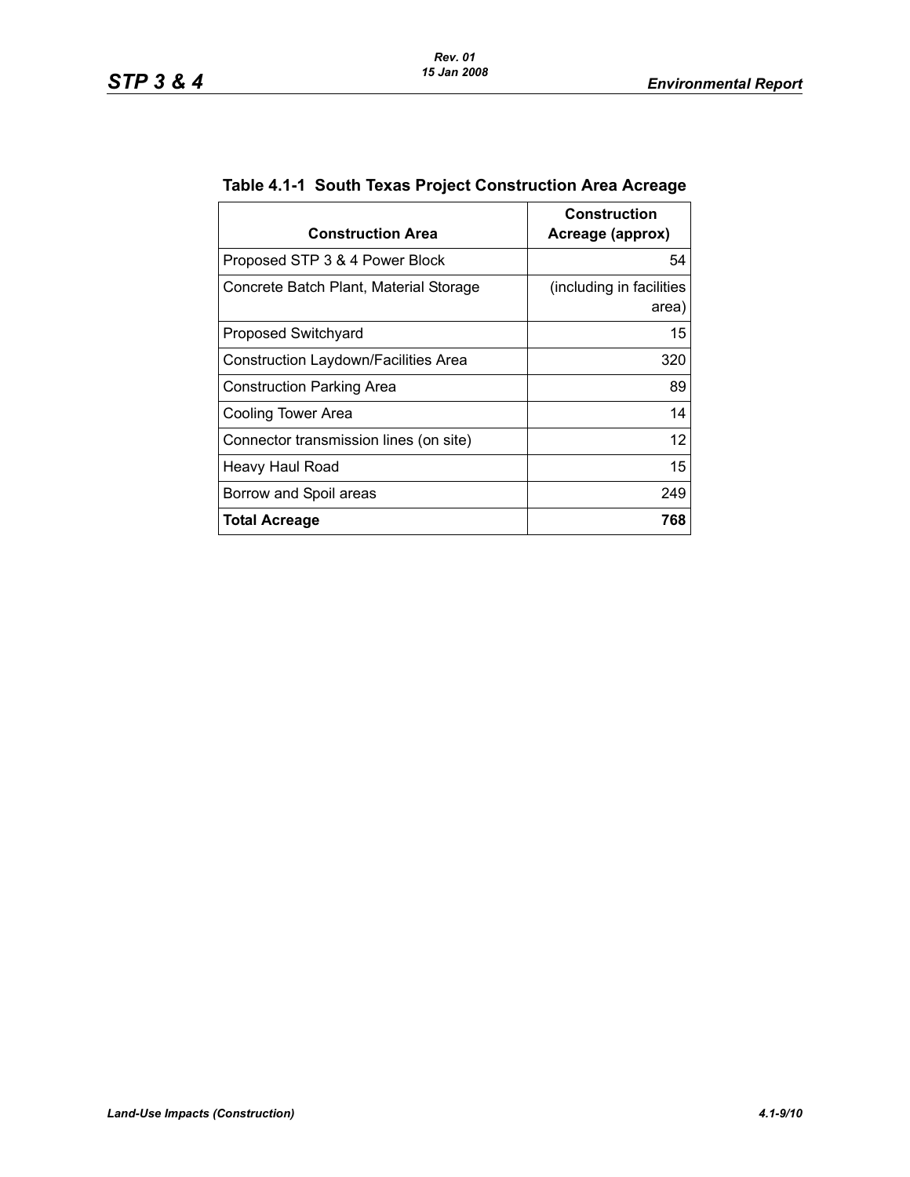**Table 4.1-1 South Texas Project Construction Area Acreage**

| Construction Area | Construction Acreage (approx) |
|---|---|
| Proposed STP 3 & 4 Power Block | 54 |
| Concrete Batch Plant, Material Storage | (including in facilities area) |
| Proposed Switchyard | 15 |
| Construction Laydown/Facilities Area | 320 |
| Construction Parking Area | 89 |
| Cooling Tower Area | 14 |
| Connector transmission lines (on site) | 12 |
| Heavy Haul Road | 15 |
| Borrow and Spoil areas | 249 |
| **Total Acreage** | **768** |